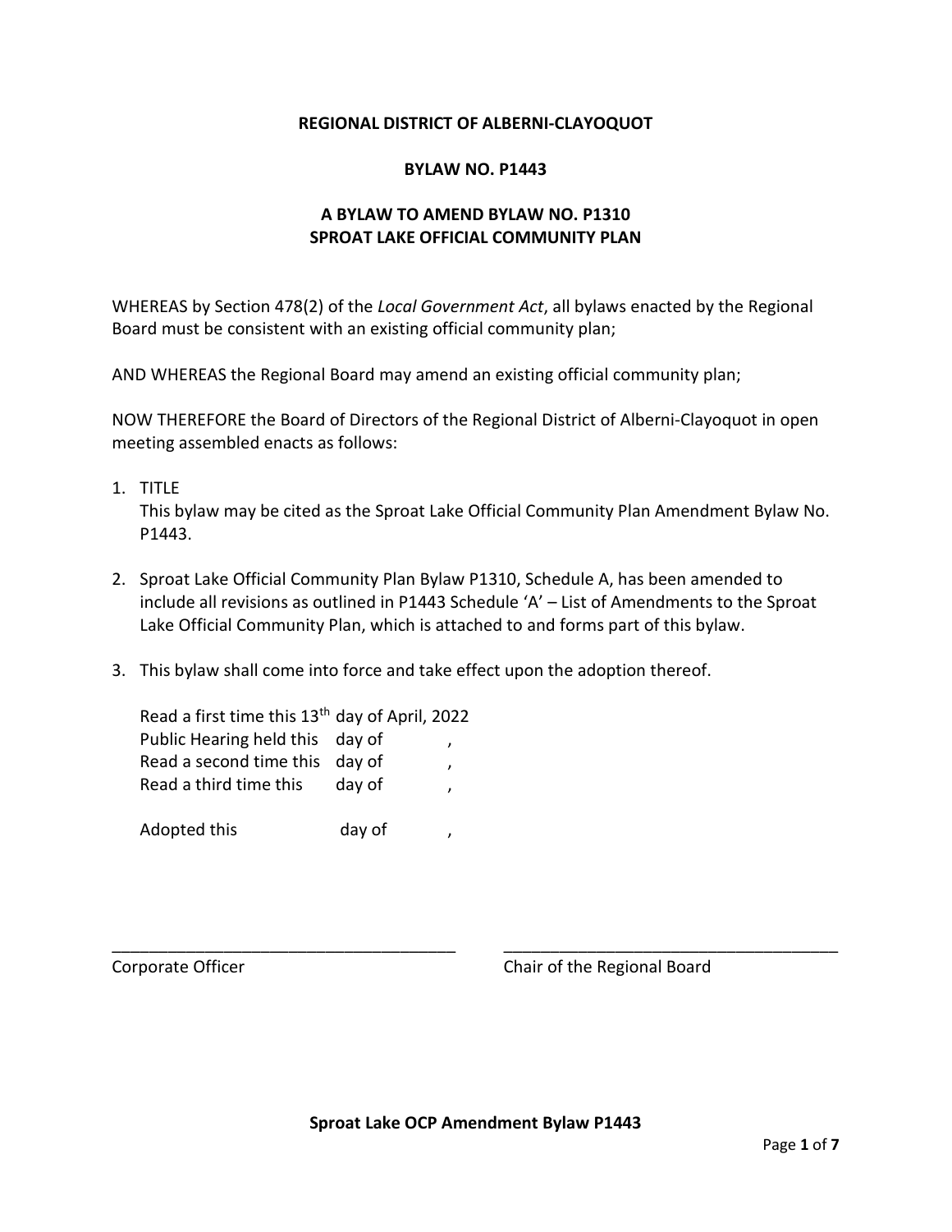**REGIONAL DISTRICT OF ALBERNI-CLAYOQUOT**

**BYLAW NO. P1443**

**A BYLAW TO AMEND BYLAW NO. P1310**
**SPROAT LAKE OFFICIAL COMMUNITY PLAN**

WHEREAS by Section 478(2) of the *Local Government Act*, all bylaws enacted by the Regional Board must be consistent with an existing official community plan;

AND WHEREAS the Regional Board may amend an existing official community plan;

NOW THEREFORE the Board of Directors of the Regional District of Alberni-Clayoquot in open meeting assembled enacts as follows:

1. TITLE
   This bylaw may be cited as the Sproat Lake Official Community Plan Amendment Bylaw No. P1443.

2. Sproat Lake Official Community Plan Bylaw P1310, Schedule A, has been amended to include all revisions as outlined in P1443 Schedule 'A' – List of Amendments to the Sproat Lake Official Community Plan, which is attached to and forms part of this bylaw.

3. This bylaw shall come into force and take effect upon the adoption thereof.

Read a first time this 13th day of April, 2022
Public Hearing held this day of ,
Read a second time this day of ,
Read a third time this day of ,

Adopted this day of ,

\_\_\_\_\_\_\_\_\_\_\_\_\_\_\_\_\_\_\_\_\_\_\_\_\_\_\_\_\_\_\_\_\_\_\_\_
Corporate Officer

\_\_\_\_\_\_\_\_\_\_\_\_\_\_\_\_\_\_\_\_\_\_\_\_\_\_\_\_\_\_\_\_\_\_\_\_
Chair of the Regional Board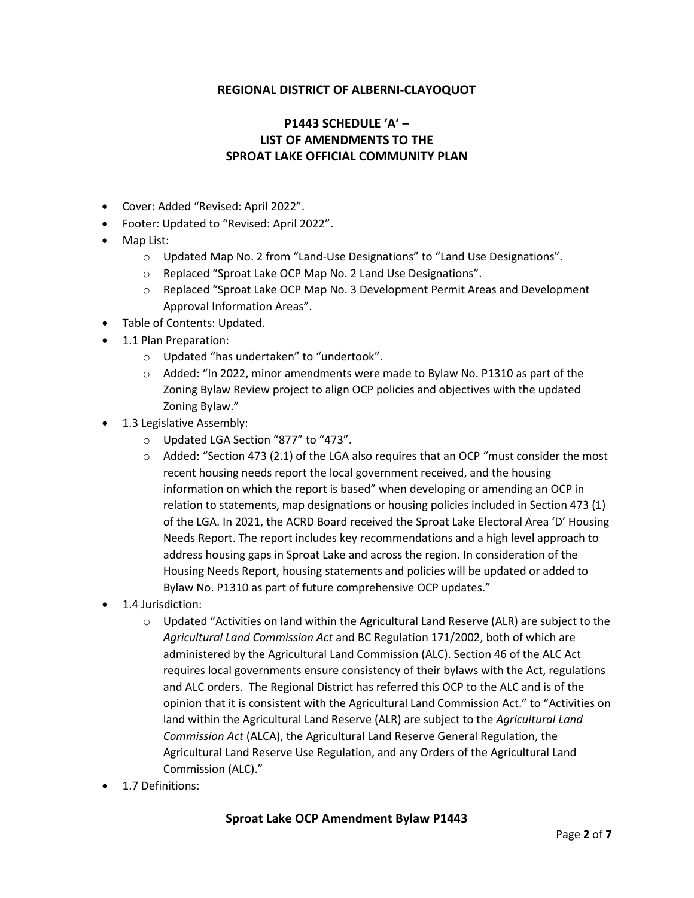**REGIONAL DISTRICT OF ALBERNI-CLAYOQUOT**

**P1443 SCHEDULE 'A' – LIST OF AMENDMENTS TO THE SPROAT LAKE OFFICIAL COMMUNITY PLAN**

- Cover: Added "Revised: April 2022".
- Footer: Updated to "Revised: April 2022".
- Map List:
  - Updated Map No. 2 from "Land-Use Designations" to "Land Use Designations".
  - Replaced "Sproat Lake OCP Map No. 2 Land Use Designations".
  - Replaced "Sproat Lake OCP Map No. 3 Development Permit Areas and Development Approval Information Areas".
- Table of Contents: Updated.
- 1.1 Plan Preparation:
  - Updated "has undertaken" to "undertook".
  - Added: "In 2022, minor amendments were made to Bylaw No. P1310 as part of the Zoning Bylaw Review project to align OCP policies and objectives with the updated Zoning Bylaw."
- 1.3 Legislative Assembly:
  - Updated LGA Section "877" to "473".
  - Added: "Section 473 (2.1) of the LGA also requires that an OCP "must consider the most recent housing needs report the local government received, and the housing information on which the report is based" when developing or amending an OCP in relation to statements, map designations or housing policies included in Section 473 (1) of the LGA. In 2021, the ACRD Board received the Sproat Lake Electoral Area 'D' Housing Needs Report. The report includes key recommendations and a high level approach to address housing gaps in Sproat Lake and across the region. In consideration of the Housing Needs Report, housing statements and policies will be updated or added to Bylaw No. P1310 as part of future comprehensive OCP updates."
- 1.4 Jurisdiction:
  - Updated "Activities on land within the Agricultural Land Reserve (ALR) are subject to the *Agricultural Land Commission Act* and BC Regulation 171/2002, both of which are administered by the Agricultural Land Commission (ALC). Section 46 of the ALC Act requires local governments ensure consistency of their bylaws with the Act, regulations and ALC orders. The Regional District has referred this OCP to the ALC and is of the opinion that it is consistent with the Agricultural Land Commission Act." to "Activities on land within the Agricultural Land Reserve (ALR) are subject to the *Agricultural Land Commission Act* (ALCA), the Agricultural Land Reserve General Regulation, the Agricultural Land Reserve Use Regulation, and any Orders of the Agricultural Land Commission (ALC)."
- 1.7 Definitions: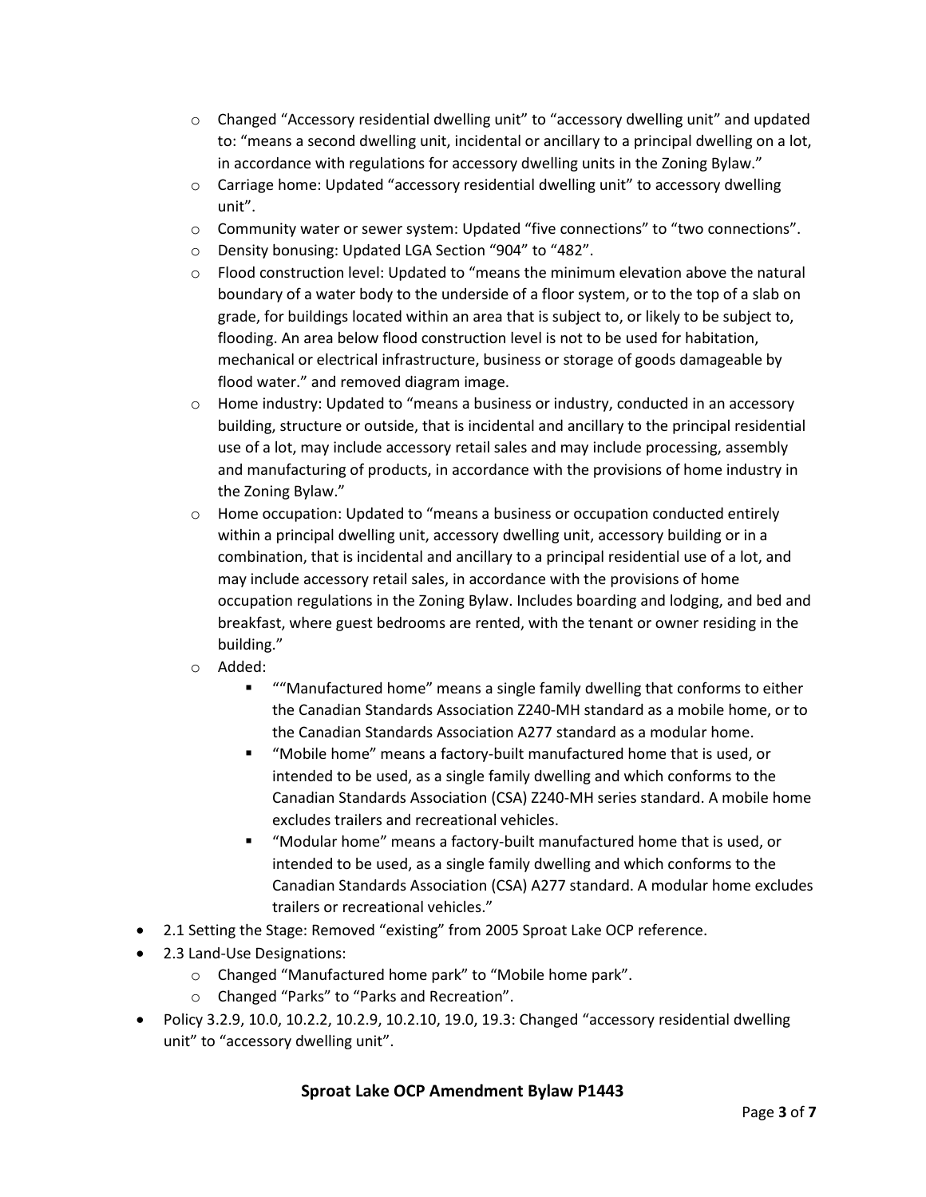- Changed “Accessory residential dwelling unit” to “accessory dwelling unit” and updated to: “means a second dwelling unit, incidental or ancillary to a principal dwelling on a lot, in accordance with regulations for accessory dwelling units in the Zoning Bylaw.”
  - Carriage home: Updated “accessory residential dwelling unit” to accessory dwelling unit”.
  - Community water or sewer system: Updated “five connections” to “two connections”.
  - Density bonusing: Updated LGA Section “904” to “482”.
  - Flood construction level: Updated to “means the minimum elevation above the natural boundary of a water body to the underside of a floor system, or to the top of a slab on grade, for buildings located within an area that is subject to, or likely to be subject to, flooding. An area below flood construction level is not to be used for habitation, mechanical or electrical infrastructure, business or storage of goods damageable by flood water.” and removed diagram image.
  - Home industry: Updated to “means a business or industry, conducted in an accessory building, structure or outside, that is incidental and ancillary to the principal residential use of a lot, may include accessory retail sales and may include processing, assembly and manufacturing of products, in accordance with the provisions of home industry in the Zoning Bylaw.”
  - Home occupation: Updated to “means a business or occupation conducted entirely within a principal dwelling unit, accessory dwelling unit, accessory building or in a combination, that is incidental and ancillary to a principal residential use of a lot, and may include accessory retail sales, in accordance with the provisions of home occupation regulations in the Zoning Bylaw. Includes boarding and lodging, and bed and breakfast, where guest bedrooms are rented, with the tenant or owner residing in the building.”
  - Added:
    - ““Manufactured home” means a single family dwelling that conforms to either the Canadian Standards Association Z240-MH standard as a mobile home, or to the Canadian Standards Association A277 standard as a modular home.
    - “Mobile home” means a factory-built manufactured home that is used, or intended to be used, as a single family dwelling and which conforms to the Canadian Standards Association (CSA) Z240-MH series standard. A mobile home excludes trailers and recreational vehicles.
    - “Modular home” means a factory-built manufactured home that is used, or intended to be used, as a single family dwelling and which conforms to the Canadian Standards Association (CSA) A277 standard. A modular home excludes trailers or recreational vehicles.”
- 2.1 Setting the Stage: Removed “existing” from 2005 Sproat Lake OCP reference.
- 2.3 Land-Use Designations:
  - Changed “Manufactured home park” to “Mobile home park”.
  - Changed “Parks” to “Parks and Recreation”.
- Policy 3.2.9, 10.0, 10.2.2, 10.2.9, 10.2.10, 19.0, 19.3: Changed “accessory residential dwelling unit” to “accessory dwelling unit”.

**Sproat Lake OCP Amendment Bylaw P1443**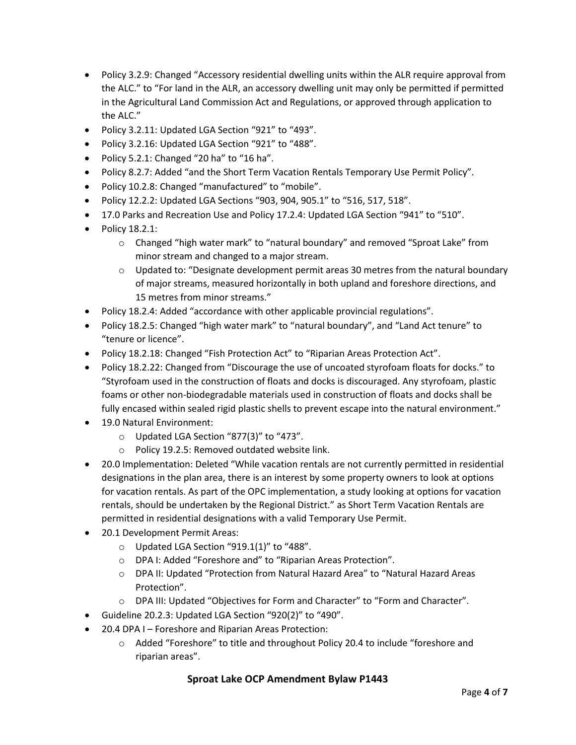- Policy 3.2.9: Changed "Accessory residential dwelling units within the ALR require approval from the ALC." to "For land in the ALR, an accessory dwelling unit may only be permitted if permitted in the Agricultural Land Commission Act and Regulations, or approved through application to the ALC."
- Policy 3.2.11: Updated LGA Section "921" to "493".
- Policy 3.2.16: Updated LGA Section "921" to "488".
- Policy 5.2.1: Changed "20 ha" to "16 ha".
- Policy 8.2.7: Added "and the Short Term Vacation Rentals Temporary Use Permit Policy".
- Policy 10.2.8: Changed "manufactured" to "mobile".
- Policy 12.2.2: Updated LGA Sections "903, 904, 905.1" to "516, 517, 518".
- 17.0 Parks and Recreation Use and Policy 17.2.4: Updated LGA Section "941" to "510".
- Policy 18.2.1:
  - Changed "high water mark" to "natural boundary" and removed "Sproat Lake" from minor stream and changed to a major stream.
  - Updated to: "Designate development permit areas 30 metres from the natural boundary of major streams, measured horizontally in both upland and foreshore directions, and 15 metres from minor streams."
- Policy 18.2.4: Added "accordance with other applicable provincial regulations".
- Policy 18.2.5: Changed "high water mark" to "natural boundary", and "Land Act tenure" to "tenure or licence".
- Policy 18.2.18: Changed "Fish Protection Act" to "Riparian Areas Protection Act".
- Policy 18.2.22: Changed from "Discourage the use of uncoated styrofoam floats for docks." to "Styrofoam used in the construction of floats and docks is discouraged. Any styrofoam, plastic foams or other non-biodegradable materials used in construction of floats and docks shall be fully encased within sealed rigid plastic shells to prevent escape into the natural environment."
- 19.0 Natural Environment:
  - Updated LGA Section "877(3)" to "473".
  - Policy 19.2.5: Removed outdated website link.
- 20.0 Implementation: Deleted "While vacation rentals are not currently permitted in residential designations in the plan area, there is an interest by some property owners to look at options for vacation rentals. As part of the OPC implementation, a study looking at options for vacation rentals, should be undertaken by the Regional District." as Short Term Vacation Rentals are permitted in residential designations with a valid Temporary Use Permit.
- 20.1 Development Permit Areas:
  - Updated LGA Section "919.1(1)" to "488".
  - DPA I: Added "Foreshore and" to "Riparian Areas Protection".
  - DPA II: Updated "Protection from Natural Hazard Area" to "Natural Hazard Areas Protection".
  - DPA III: Updated "Objectives for Form and Character" to "Form and Character".
- Guideline 20.2.3: Updated LGA Section "920(2)" to "490".
- 20.4 DPA I – Foreshore and Riparian Areas Protection:
  - Added "Foreshore" to title and throughout Policy 20.4 to include "foreshore and riparian areas".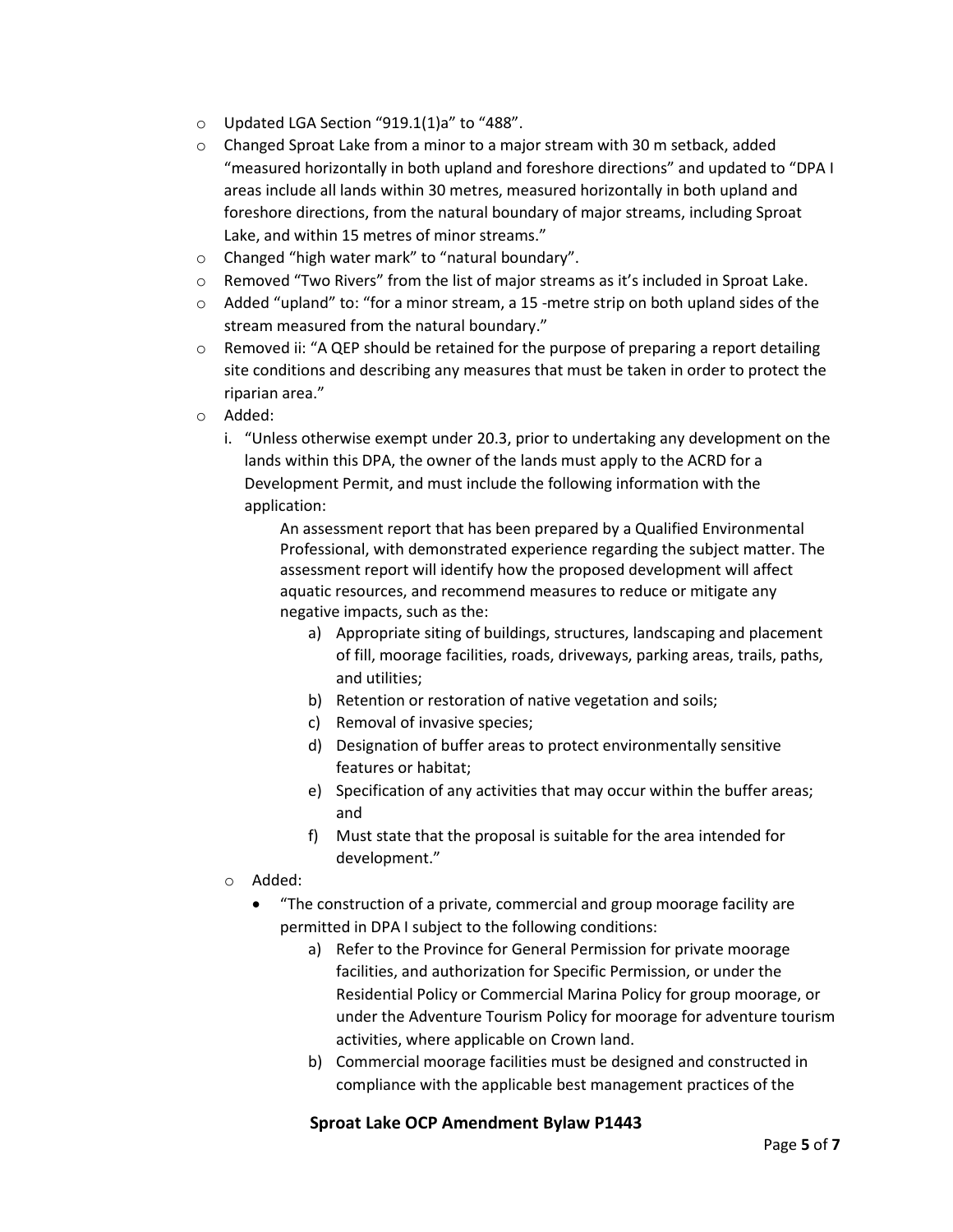- Updated LGA Section “919.1(1)a” to “488”.
- Changed Sproat Lake from a minor to a major stream with 30 m setback, added “measured horizontally in both upland and foreshore directions” and updated to “DPA I areas include all lands within 30 metres, measured horizontally in both upland and foreshore directions, from the natural boundary of major streams, including Sproat Lake, and within 15 metres of minor streams.”
- Changed “high water mark” to “natural boundary”.
- Removed “Two Rivers” from the list of major streams as it’s included in Sproat Lake.
- Added “upland” to: “for a minor stream, a 15 -metre strip on both upland sides of the stream measured from the natural boundary.”
- Removed ii: “A QEP should be retained for the purpose of preparing a report detailing site conditions and describing any measures that must be taken in order to protect the riparian area.”
- Added:
  i. “Unless otherwise exempt under 20.3, prior to undertaking any development on the lands within this DPA, the owner of the lands must apply to the ACRD for a Development Permit, and must include the following information with the application:

     An assessment report that has been prepared by a Qualified Environmental Professional, with demonstrated experience regarding the subject matter. The assessment report will identify how the proposed development will affect aquatic resources, and recommend measures to reduce or mitigate any negative impacts, such as the:

     a) Appropriate siting of buildings, structures, landscaping and placement of fill, moorage facilities, roads, driveways, parking areas, trails, paths, and utilities;
     b) Retention or restoration of native vegetation and soils;
     c) Removal of invasive species;
     d) Designation of buffer areas to protect environmentally sensitive features or habitat;
     e) Specification of any activities that may occur within the buffer areas; and
     f) Must state that the proposal is suitable for the area intended for development.”
- Added:
  - “The construction of a private, commercial and group moorage facility are permitted in DPA I subject to the following conditions:
    a) Refer to the Province for General Permission for private moorage facilities, and authorization for Specific Permission, or under the Residential Policy or Commercial Marina Policy for group moorage, or under the Adventure Tourism Policy for moorage for adventure tourism activities, where applicable on Crown land.
    b) Commercial moorage facilities must be designed and constructed in compliance with the applicable best management practices of the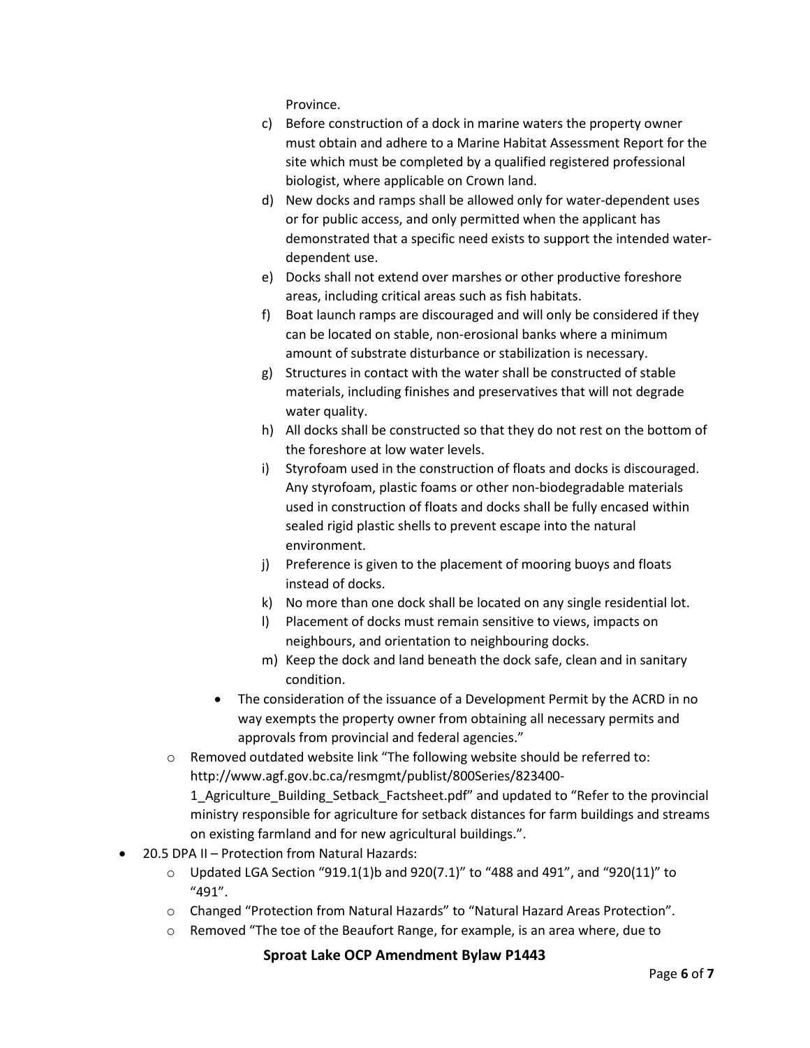Province.

c) Before construction of a dock in marine waters the property owner must obtain and adhere to a Marine Habitat Assessment Report for the site which must be completed by a qualified registered professional biologist, where applicable on Crown land.
d) New docks and ramps shall be allowed only for water-dependent uses or for public access, and only permitted when the applicant has demonstrated that a specific need exists to support the intended water-dependent use.
e) Docks shall not extend over marshes or other productive foreshore areas, including critical areas such as fish habitats.
f) Boat launch ramps are discouraged and will only be considered if they can be located on stable, non-erosional banks where a minimum amount of substrate disturbance or stabilization is necessary.
g) Structures in contact with the water shall be constructed of stable materials, including finishes and preservatives that will not degrade water quality.
h) All docks shall be constructed so that they do not rest on the bottom of the foreshore at low water levels.
i) Styrofoam used in the construction of floats and docks is discouraged. Any styrofoam, plastic foams or other non-biodegradable materials used in construction of floats and docks shall be fully encased within sealed rigid plastic shells to prevent escape into the natural environment.
j) Preference is given to the placement of mooring buoys and floats instead of docks.
k) No more than one dock shall be located on any single residential lot.
l) Placement of docks must remain sensitive to views, impacts on neighbours, and orientation to neighbouring docks.
m) Keep the dock and land beneath the dock safe, clean and in sanitary condition.

- The consideration of the issuance of a Development Permit by the ACRD in no way exempts the property owner from obtaining all necessary permits and approvals from provincial and federal agencies."

    - Removed outdated website link "The following website should be referred to: http://www.agf.gov.bc.ca/resmgmt/publist/800Series/823400-1_Agriculture_Building_Setback_Factsheet.pdf" and updated to "Refer to the provincial ministry responsible for agriculture for setback distances for farm buildings and streams on existing farmland and for new agricultural buildings.".

- 20.5 DPA II – Protection from Natural Hazards:
    - Updated LGA Section "919.1(1)b and 920(7.1)" to "488 and 491", and "920(11)" to "491".
    - Changed "Protection from Natural Hazards" to "Natural Hazard Areas Protection".
    - Removed "The toe of the Beaufort Range, for example, is an area where, due to

**Sproat Lake OCP Amendment Bylaw P1443**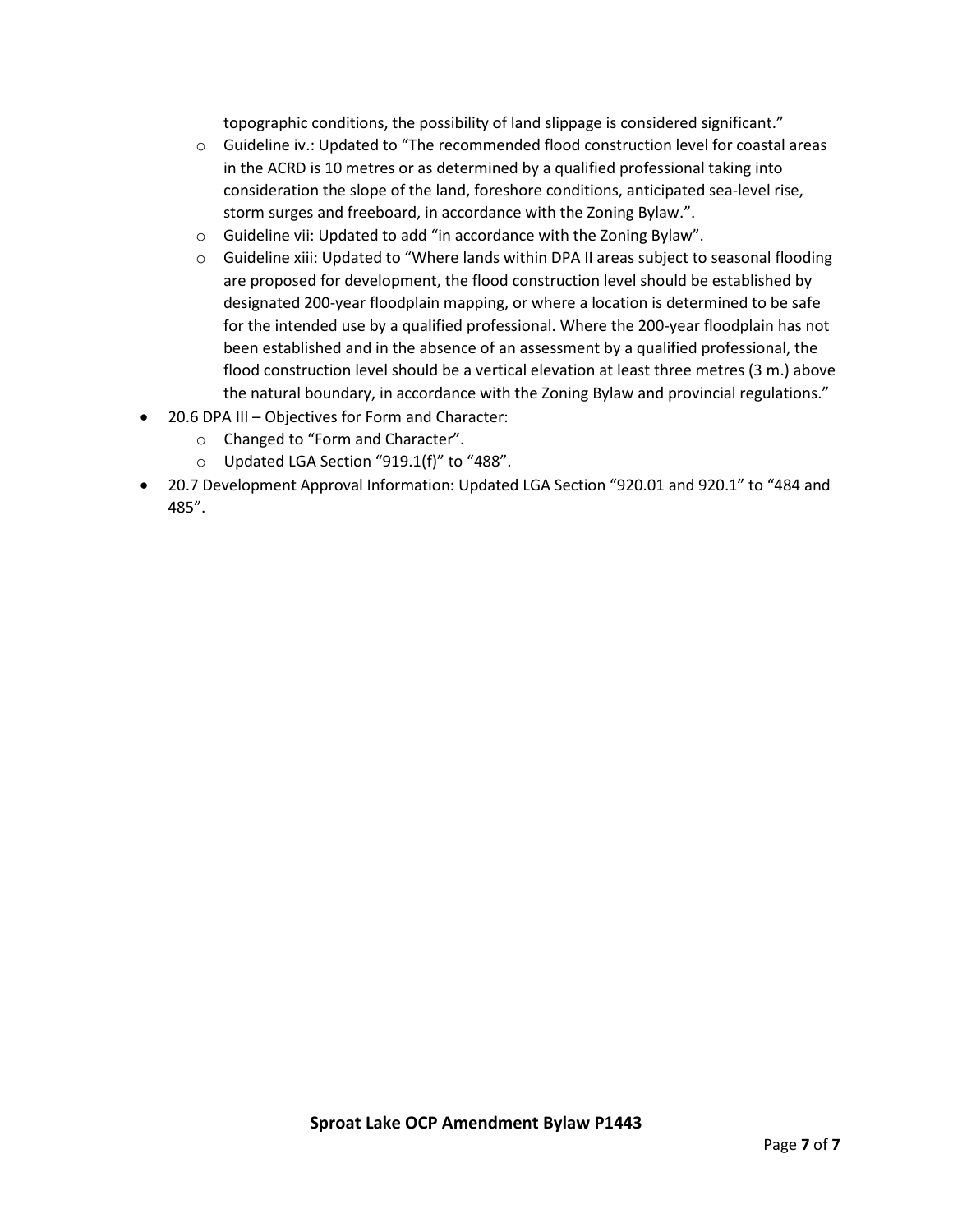topographic conditions, the possibility of land slippage is considered significant."

  - Guideline iv.: Updated to "The recommended flood construction level for coastal areas in the ACRD is 10 metres or as determined by a qualified professional taking into consideration the slope of the land, foreshore conditions, anticipated sea-level rise, storm surges and freeboard, in accordance with the Zoning Bylaw.".
  - Guideline vii: Updated to add "in accordance with the Zoning Bylaw".
  - Guideline xiii: Updated to "Where lands within DPA II areas subject to seasonal flooding are proposed for development, the flood construction level should be established by designated 200-year floodplain mapping, or where a location is determined to be safe for the intended use by a qualified professional. Where the 200-year floodplain has not been established and in the absence of an assessment by a qualified professional, the flood construction level should be a vertical elevation at least three metres (3 m.) above the natural boundary, in accordance with the Zoning Bylaw and provincial regulations."
- 20.6 DPA III – Objectives for Form and Character:
  - Changed to "Form and Character".
  - Updated LGA Section "919.1(f)" to "488".
- 20.7 Development Approval Information: Updated LGA Section "920.01 and 920.1" to "484 and 485".